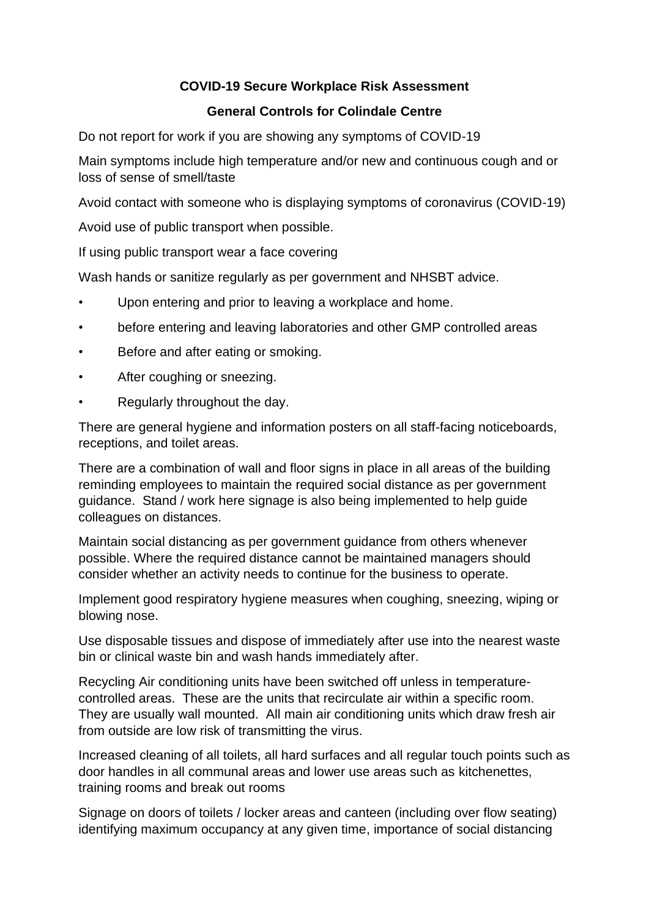**COVID-19 Secure Workplace Risk Assessment**

**General Controls for Colindale Centre**

Do not report for work if you are showing any symptoms of COVID-19

Main symptoms include high temperature and/or new and continuous cough and or loss of sense of smell/taste

Avoid contact with someone who is displaying symptoms of coronavirus (COVID-19)

Avoid use of public transport when possible.

If using public transport wear a face covering

Wash hands or sanitize regularly as per government and NHSBT advice.

- Upon entering and prior to leaving a workplace and home.
- before entering and leaving laboratories and other GMP controlled areas
- Before and after eating or smoking.
- After coughing or sneezing.
- Regularly throughout the day.

There are general hygiene and information posters on all staff-facing noticeboards, receptions, and toilet areas.

There are a combination of wall and floor signs in place in all areas of the building reminding employees to maintain the required social distance as per government guidance. Stand / work here signage is also being implemented to help guide colleagues on distances.

Maintain social distancing as per government guidance from others whenever possible. Where the required distance cannot be maintained managers should consider whether an activity needs to continue for the business to operate.

Implement good respiratory hygiene measures when coughing, sneezing, wiping or blowing nose.

Use disposable tissues and dispose of immediately after use into the nearest waste bin or clinical waste bin and wash hands immediately after.

Recycling Air conditioning units have been switched off unless in temperature-controlled areas. These are the units that recirculate air within a specific room. They are usually wall mounted. All main air conditioning units which draw fresh air from outside are low risk of transmitting the virus.

Increased cleaning of all toilets, all hard surfaces and all regular touch points such as door handles in all communal areas and lower use areas such as kitchenettes, training rooms and break out rooms

Signage on doors of toilets / locker areas and canteen (including over flow seating) identifying maximum occupancy at any given time, importance of social distancing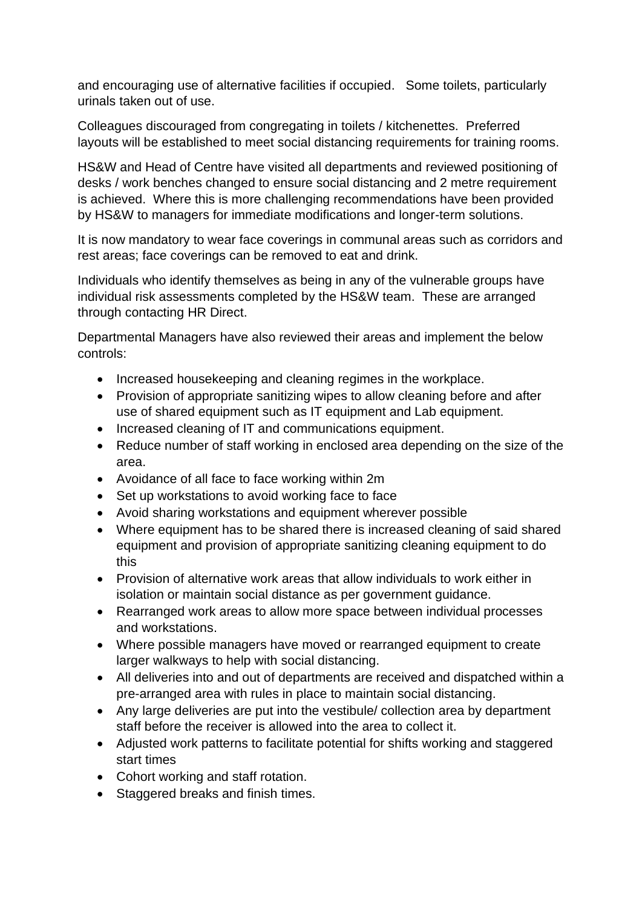and encouraging use of alternative facilities if occupied.   Some toilets, particularly urinals taken out of use.

Colleagues discouraged from congregating in toilets / kitchenettes.  Preferred layouts will be established to meet social distancing requirements for training rooms.

HS&W and Head of Centre have visited all departments and reviewed positioning of desks / work benches changed to ensure social distancing and 2 metre requirement is achieved.  Where this is more challenging recommendations have been provided by HS&W to managers for immediate modifications and longer-term solutions.

It is now mandatory to wear face coverings in communal areas such as corridors and rest areas; face coverings can be removed to eat and drink.

Individuals who identify themselves as being in any of the vulnerable groups have individual risk assessments completed by the HS&W team.  These are arranged through contacting HR Direct.

Departmental Managers have also reviewed their areas and implement the below controls:

- Increased housekeeping and cleaning regimes in the workplace.
- Provision of appropriate sanitizing wipes to allow cleaning before and after use of shared equipment such as IT equipment and Lab equipment.
- Increased cleaning of IT and communications equipment.
- Reduce number of staff working in enclosed area depending on the size of the area.
- Avoidance of all face to face working within 2m
- Set up workstations to avoid working face to face
- Avoid sharing workstations and equipment wherever possible
- Where equipment has to be shared there is increased cleaning of said shared equipment and provision of appropriate sanitizing cleaning equipment to do this
- Provision of alternative work areas that allow individuals to work either in isolation or maintain social distance as per government guidance.
- Rearranged work areas to allow more space between individual processes and workstations.
- Where possible managers have moved or rearranged equipment to create larger walkways to help with social distancing.
- All deliveries into and out of departments are received and dispatched within a pre-arranged area with rules in place to maintain social distancing.
- Any large deliveries are put into the vestibule/ collection area by department staff before the receiver is allowed into the area to collect it.
- Adjusted work patterns to facilitate potential for shifts working and staggered start times
- Cohort working and staff rotation.
- Staggered breaks and finish times.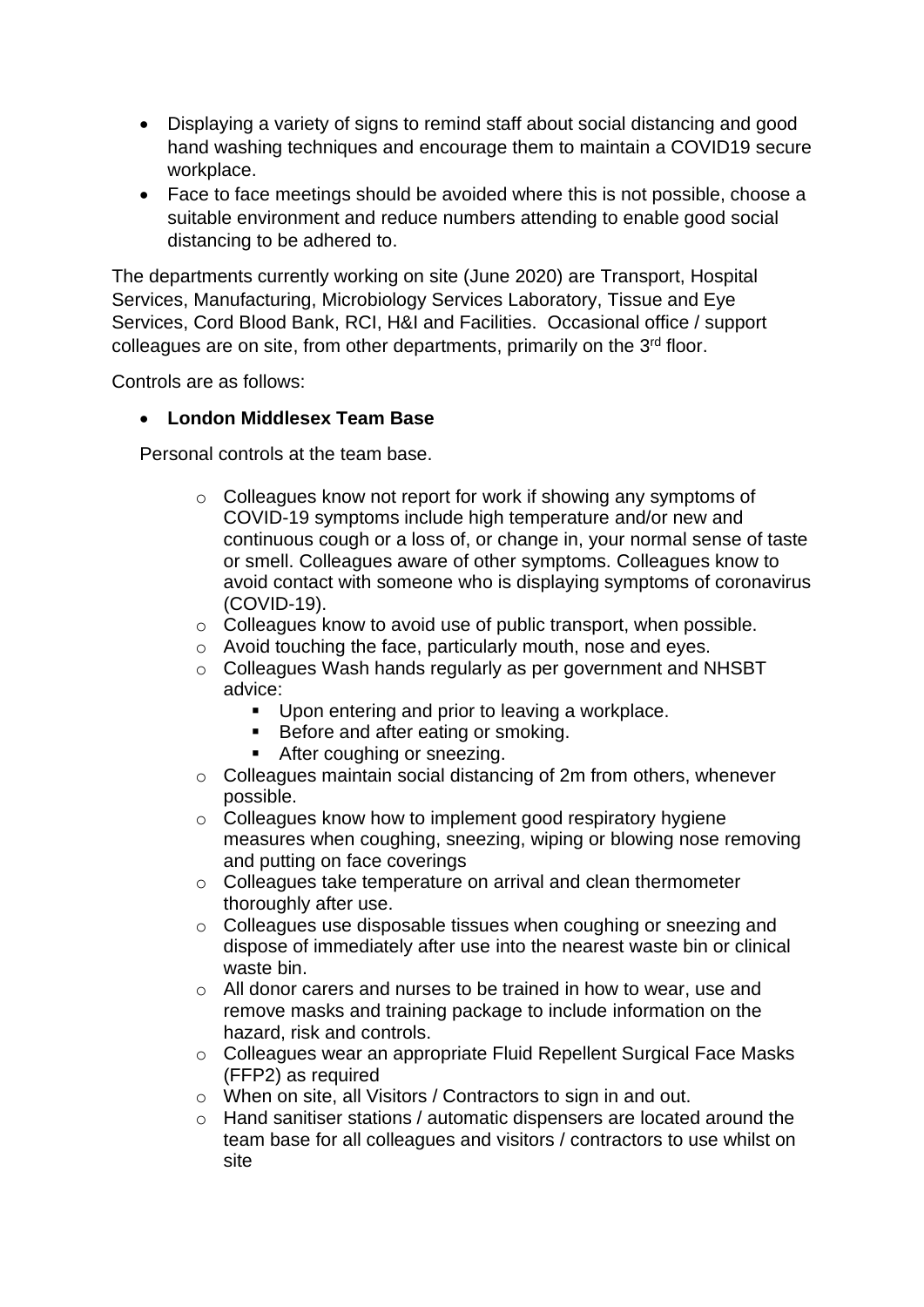- Displaying a variety of signs to remind staff about social distancing and good hand washing techniques and encourage them to maintain a COVID19 secure workplace.
- Face to face meetings should be avoided where this is not possible, choose a suitable environment and reduce numbers attending to enable good social distancing to be adhered to.

The departments currently working on site (June 2020) are Transport, Hospital Services, Manufacturing, Microbiology Services Laboratory, Tissue and Eye Services, Cord Blood Bank, RCI, H&I and Facilities. Occasional office / support colleagues are on site, from other departments, primarily on the 3rd floor.

Controls are as follows:

- **London Middlesex Team Base**

  Personal controls at the team base.

  - Colleagues know not report for work if showing any symptoms of COVID-19 symptoms include high temperature and/or new and continuous cough or a loss of, or change in, your normal sense of taste or smell. Colleagues aware of other symptoms. Colleagues know to avoid contact with someone who is displaying symptoms of coronavirus (COVID-19).
  - Colleagues know to avoid use of public transport, when possible.
  - Avoid touching the face, particularly mouth, nose and eyes.
  - Colleagues Wash hands regularly as per government and NHSBT advice:
    - Upon entering and prior to leaving a workplace.
    - Before and after eating or smoking.
    - After coughing or sneezing.
  - Colleagues maintain social distancing of 2m from others, whenever possible.
  - Colleagues know how to implement good respiratory hygiene measures when coughing, sneezing, wiping or blowing nose removing and putting on face coverings
  - Colleagues take temperature on arrival and clean thermometer thoroughly after use.
  - Colleagues use disposable tissues when coughing or sneezing and dispose of immediately after use into the nearest waste bin or clinical waste bin.
  - All donor carers and nurses to be trained in how to wear, use and remove masks and training package to include information on the hazard, risk and controls.
  - Colleagues wear an appropriate Fluid Repellent Surgical Face Masks (FFP2) as required
  - When on site, all Visitors / Contractors to sign in and out.
  - Hand sanitiser stations / automatic dispensers are located around the team base for all colleagues and visitors / contractors to use whilst on site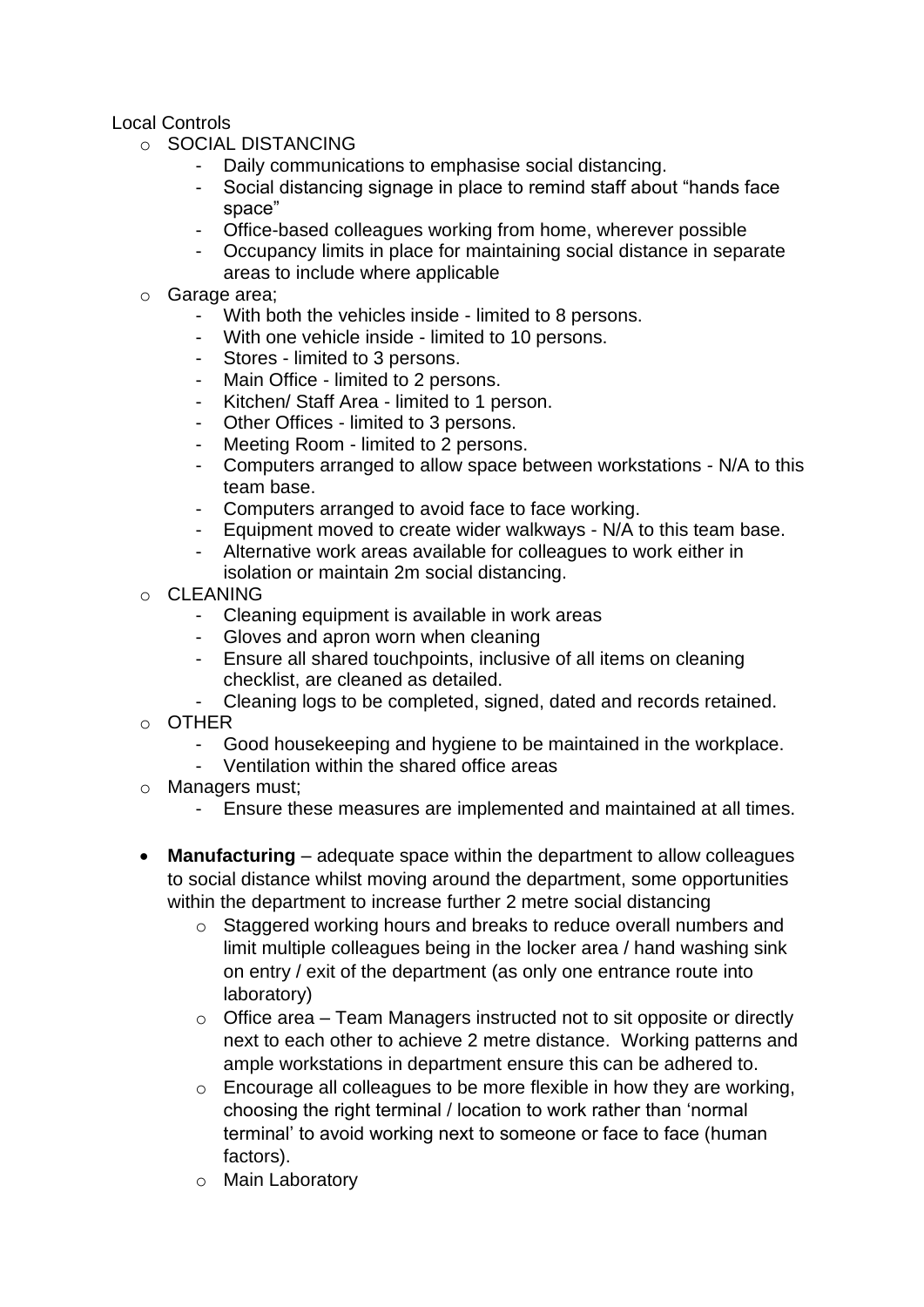Local Controls

- SOCIAL DISTANCING
  - Daily communications to emphasise social distancing.
  - Social distancing signage in place to remind staff about "hands face space"
  - Office-based colleagues working from home, wherever possible
  - Occupancy limits in place for maintaining social distance in separate areas to include where applicable
- Garage area;
  - With both the vehicles inside - limited to 8 persons.
  - With one vehicle inside - limited to 10 persons.
  - Stores - limited to 3 persons.
  - Main Office - limited to 2 persons.
  - Kitchen/ Staff Area - limited to 1 person.
  - Other Offices - limited to 3 persons.
  - Meeting Room - limited to 2 persons.
  - Computers arranged to allow space between workstations - N/A to this team base.
  - Computers arranged to avoid face to face working.
  - Equipment moved to create wider walkways - N/A to this team base.
  - Alternative work areas available for colleagues to work either in isolation or maintain 2m social distancing.
- CLEANING
  - Cleaning equipment is available in work areas
  - Gloves and apron worn when cleaning
  - Ensure all shared touchpoints, inclusive of all items on cleaning checklist, are cleaned as detailed.
  - Cleaning logs to be completed, signed, dated and records retained.
- OTHER
  - Good housekeeping and hygiene to be maintained in the workplace.
  - Ventilation within the shared office areas
- Managers must;
  - Ensure these measures are implemented and maintained at all times.

- **Manufacturing** – adequate space within the department to allow colleagues to social distance whilst moving around the department, some opportunities within the department to increase further 2 metre social distancing
  - Staggered working hours and breaks to reduce overall numbers and limit multiple colleagues being in the locker area / hand washing sink on entry / exit of the department (as only one entrance route into laboratory)
  - Office area – Team Managers instructed not to sit opposite or directly next to each other to achieve 2 metre distance. Working patterns and ample workstations in department ensure this can be adhered to.
  - Encourage all colleagues to be more flexible in how they are working, choosing the right terminal / location to work rather than 'normal terminal' to avoid working next to someone or face to face (human factors).
  - Main Laboratory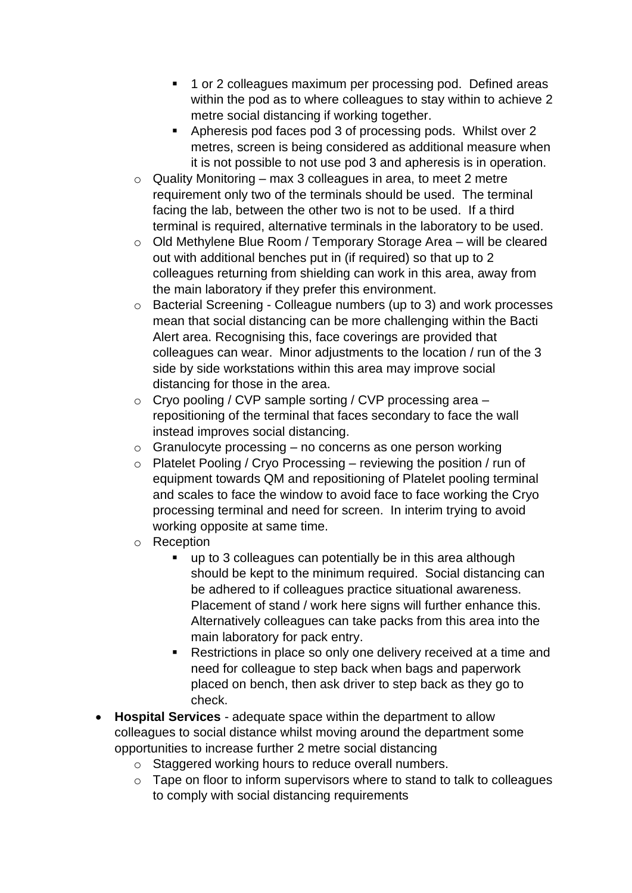- 1 or 2 colleagues maximum per processing pod. Defined areas within the pod as to where colleagues to stay within to achieve 2 metre social distancing if working together.
        - Apheresis pod faces pod 3 of processing pods. Whilst over 2 metres, screen is being considered as additional measure when it is not possible to not use pod 3 and apheresis is in operation.
    - Quality Monitoring – max 3 colleagues in area, to meet 2 metre requirement only two of the terminals should be used. The terminal facing the lab, between the other two is not to be used. If a third terminal is required, alternative terminals in the laboratory to be used.
    - Old Methylene Blue Room / Temporary Storage Area – will be cleared out with additional benches put in (if required) so that up to 2 colleagues returning from shielding can work in this area, away from the main laboratory if they prefer this environment.
    - Bacterial Screening - Colleague numbers (up to 3) and work processes mean that social distancing can be more challenging within the Bacti Alert area. Recognising this, face coverings are provided that colleagues can wear. Minor adjustments to the location / run of the 3 side by side workstations within this area may improve social distancing for those in the area.
    - Cryo pooling / CVP sample sorting / CVP processing area – repositioning of the terminal that faces secondary to face the wall instead improves social distancing.
    - Granulocyte processing – no concerns as one person working
    - Platelet Pooling / Cryo Processing – reviewing the position / run of equipment towards QM and repositioning of Platelet pooling terminal and scales to face the window to avoid face to face working the Cryo processing terminal and need for screen. In interim trying to avoid working opposite at same time.
    - Reception
        - up to 3 colleagues can potentially be in this area although should be kept to the minimum required. Social distancing can be adhered to if colleagues practice situational awareness. Placement of stand / work here signs will further enhance this. Alternatively colleagues can take packs from this area into the main laboratory for pack entry.
        - Restrictions in place so only one delivery received at a time and need for colleague to step back when bags and paperwork placed on bench, then ask driver to step back as they go to check.
- **Hospital Services** - adequate space within the department to allow colleagues to social distance whilst moving around the department some opportunities to increase further 2 metre social distancing
    - Staggered working hours to reduce overall numbers.
    - Tape on floor to inform supervisors where to stand to talk to colleagues to comply with social distancing requirements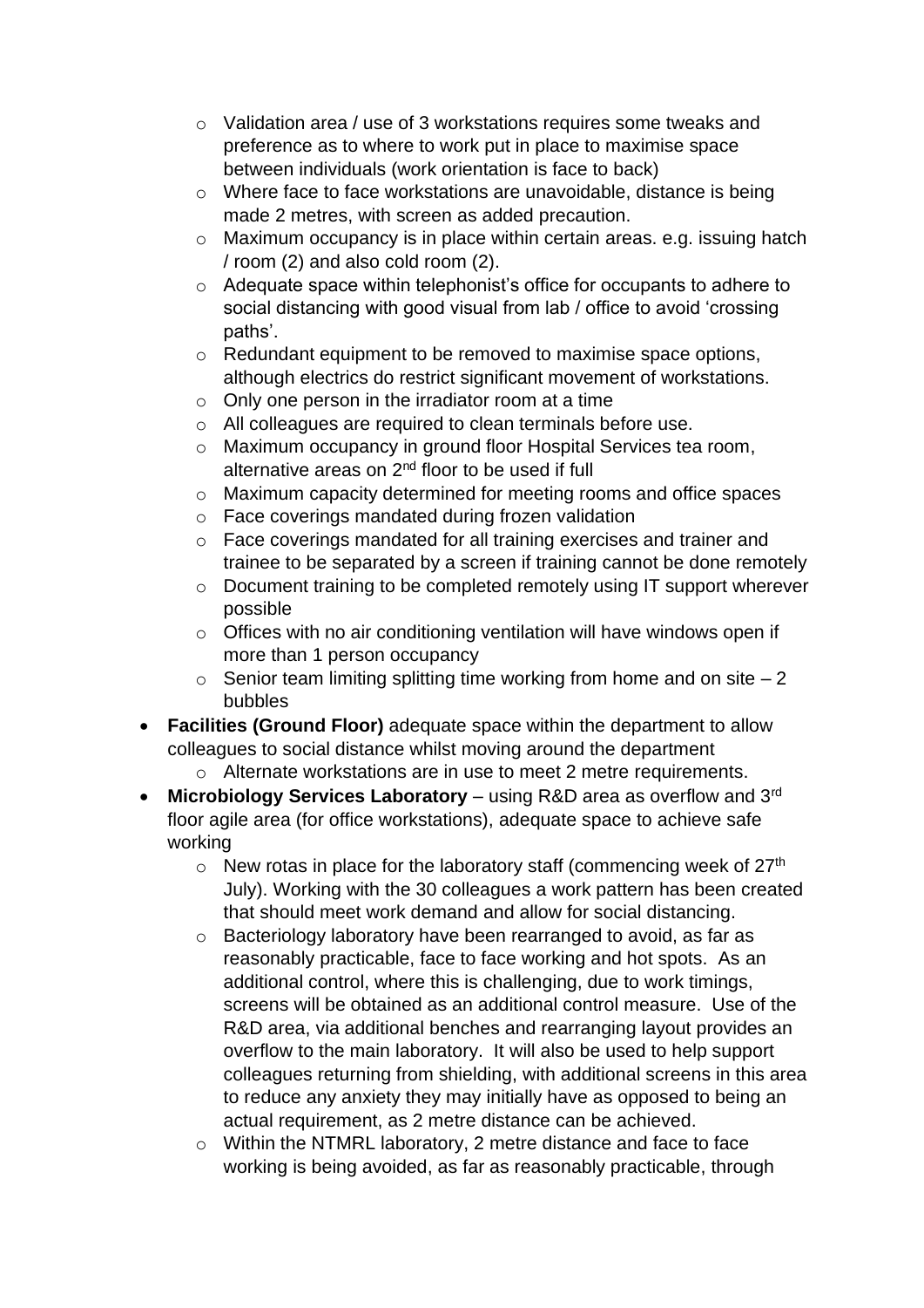- Validation area / use of 3 workstations requires some tweaks and preference as to where to work put in place to maximise space between individuals (work orientation is face to back)
  - Where face to face workstations are unavoidable, distance is being made 2 metres, with screen as added precaution.
  - Maximum occupancy is in place within certain areas. e.g. issuing hatch / room (2) and also cold room (2).
  - Adequate space within telephonist's office for occupants to adhere to social distancing with good visual from lab / office to avoid 'crossing paths'.
  - Redundant equipment to be removed to maximise space options, although electrics do restrict significant movement of workstations.
  - Only one person in the irradiator room at a time
  - All colleagues are required to clean terminals before use.
  - Maximum occupancy in ground floor Hospital Services tea room, alternative areas on 2nd floor to be used if full
  - Maximum capacity determined for meeting rooms and office spaces
  - Face coverings mandated during frozen validation
  - Face coverings mandated for all training exercises and trainer and trainee to be separated by a screen if training cannot be done remotely
  - Document training to be completed remotely using IT support wherever possible
  - Offices with no air conditioning ventilation will have windows open if more than 1 person occupancy
  - Senior team limiting splitting time working from home and on site – 2 bubbles
- **Facilities (Ground Floor)** adequate space within the department to allow colleagues to social distance whilst moving around the department
  - Alternate workstations are in use to meet 2 metre requirements.
- **Microbiology Services Laboratory** – using R&D area as overflow and 3rd floor agile area (for office workstations), adequate space to achieve safe working
  - New rotas in place for the laboratory staff (commencing week of 27th July). Working with the 30 colleagues a work pattern has been created that should meet work demand and allow for social distancing.
  - Bacteriology laboratory have been rearranged to avoid, as far as reasonably practicable, face to face working and hot spots. As an additional control, where this is challenging, due to work timings, screens will be obtained as an additional control measure. Use of the R&D area, via additional benches and rearranging layout provides an overflow to the main laboratory. It will also be used to help support colleagues returning from shielding, with additional screens in this area to reduce any anxiety they may initially have as opposed to being an actual requirement, as 2 metre distance can be achieved.
  - Within the NTMRL laboratory, 2 metre distance and face to face working is being avoided, as far as reasonably practicable, through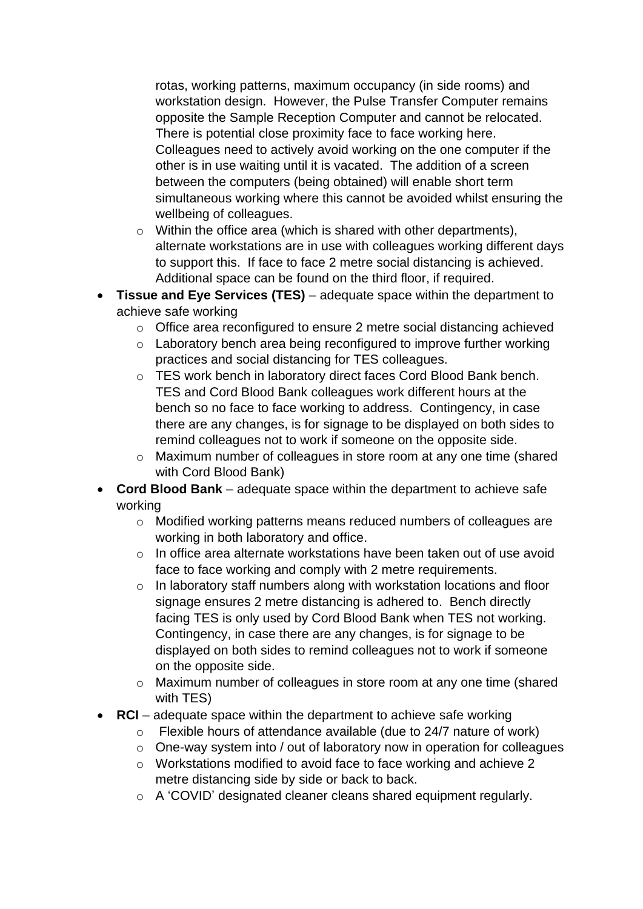rotas, working patterns, maximum occupancy (in side rooms) and workstation design. However, the Pulse Transfer Computer remains opposite the Sample Reception Computer and cannot be relocated. There is potential close proximity face to face working here. Colleagues need to actively avoid working on the one computer if the other is in use waiting until it is vacated. The addition of a screen between the computers (being obtained) will enable short term simultaneous working where this cannot be avoided whilst ensuring the wellbeing of colleagues.

    - Within the office area (which is shared with other departments), alternate workstations are in use with colleagues working different days to support this. If face to face 2 metre social distancing is achieved. Additional space can be found on the third floor, if required.

- **Tissue and Eye Services (TES)** – adequate space within the department to achieve safe working
    - Office area reconfigured to ensure 2 metre social distancing achieved
    - Laboratory bench area being reconfigured to improve further working practices and social distancing for TES colleagues.
    - TES work bench in laboratory direct faces Cord Blood Bank bench. TES and Cord Blood Bank colleagues work different hours at the bench so no face to face working to address. Contingency, in case there are any changes, is for signage to be displayed on both sides to remind colleagues not to work if someone on the opposite side.
    - Maximum number of colleagues in store room at any one time (shared with Cord Blood Bank)
- **Cord Blood Bank** – adequate space within the department to achieve safe working
    - Modified working patterns means reduced numbers of colleagues are working in both laboratory and office.
    - In office area alternate workstations have been taken out of use avoid face to face working and comply with 2 metre requirements.
    - In laboratory staff numbers along with workstation locations and floor signage ensures 2 metre distancing is adhered to. Bench directly facing TES is only used by Cord Blood Bank when TES not working. Contingency, in case there are any changes, is for signage to be displayed on both sides to remind colleagues not to work if someone on the opposite side.
    - Maximum number of colleagues in store room at any one time (shared with TES)
- **RCI** – adequate space within the department to achieve safe working
    - Flexible hours of attendance available (due to 24/7 nature of work)
    - One-way system into / out of laboratory now in operation for colleagues
    - Workstations modified to avoid face to face working and achieve 2 metre distancing side by side or back to back.
    - A 'COVID' designated cleaner cleans shared equipment regularly.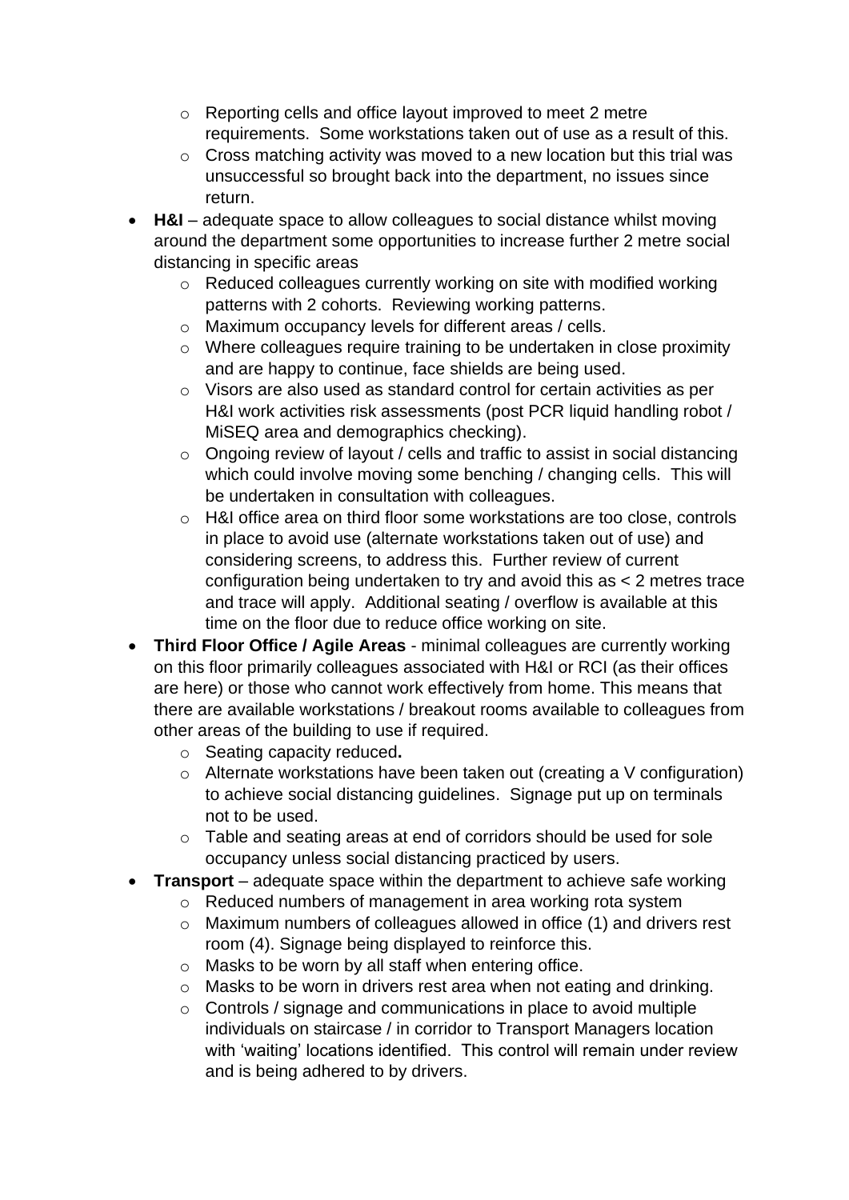- Reporting cells and office layout improved to meet 2 metre requirements. Some workstations taken out of use as a result of this.
    - Cross matching activity was moved to a new location but this trial was unsuccessful so brought back into the department, no issues since return.
- **H&I** – adequate space to allow colleagues to social distance whilst moving around the department some opportunities to increase further 2 metre social distancing in specific areas
    - Reduced colleagues currently working on site with modified working patterns with 2 cohorts. Reviewing working patterns.
    - Maximum occupancy levels for different areas / cells.
    - Where colleagues require training to be undertaken in close proximity and are happy to continue, face shields are being used.
    - Visors are also used as standard control for certain activities as per H&I work activities risk assessments (post PCR liquid handling robot / MiSEQ area and demographics checking).
    - Ongoing review of layout / cells and traffic to assist in social distancing which could involve moving some benching / changing cells. This will be undertaken in consultation with colleagues.
    - H&I office area on third floor some workstations are too close, controls in place to avoid use (alternate workstations taken out of use) and considering screens, to address this. Further review of current configuration being undertaken to try and avoid this as < 2 metres trace and trace will apply. Additional seating / overflow is available at this time on the floor due to reduce office working on site.
- **Third Floor Office / Agile Areas** - minimal colleagues are currently working on this floor primarily colleagues associated with H&I or RCI (as their offices are here) or those who cannot work effectively from home. This means that there are available workstations / breakout rooms available to colleagues from other areas of the building to use if required.
    - Seating capacity reduced**.**
    - Alternate workstations have been taken out (creating a V configuration) to achieve social distancing guidelines. Signage put up on terminals not to be used.
    - Table and seating areas at end of corridors should be used for sole occupancy unless social distancing practiced by users.
- **Transport** – adequate space within the department to achieve safe working
    - Reduced numbers of management in area working rota system
    - Maximum numbers of colleagues allowed in office (1) and drivers rest room (4). Signage being displayed to reinforce this.
    - Masks to be worn by all staff when entering office.
    - Masks to be worn in drivers rest area when not eating and drinking.
    - Controls / signage and communications in place to avoid multiple individuals on staircase / in corridor to Transport Managers location with 'waiting' locations identified. This control will remain under review and is being adhered to by drivers.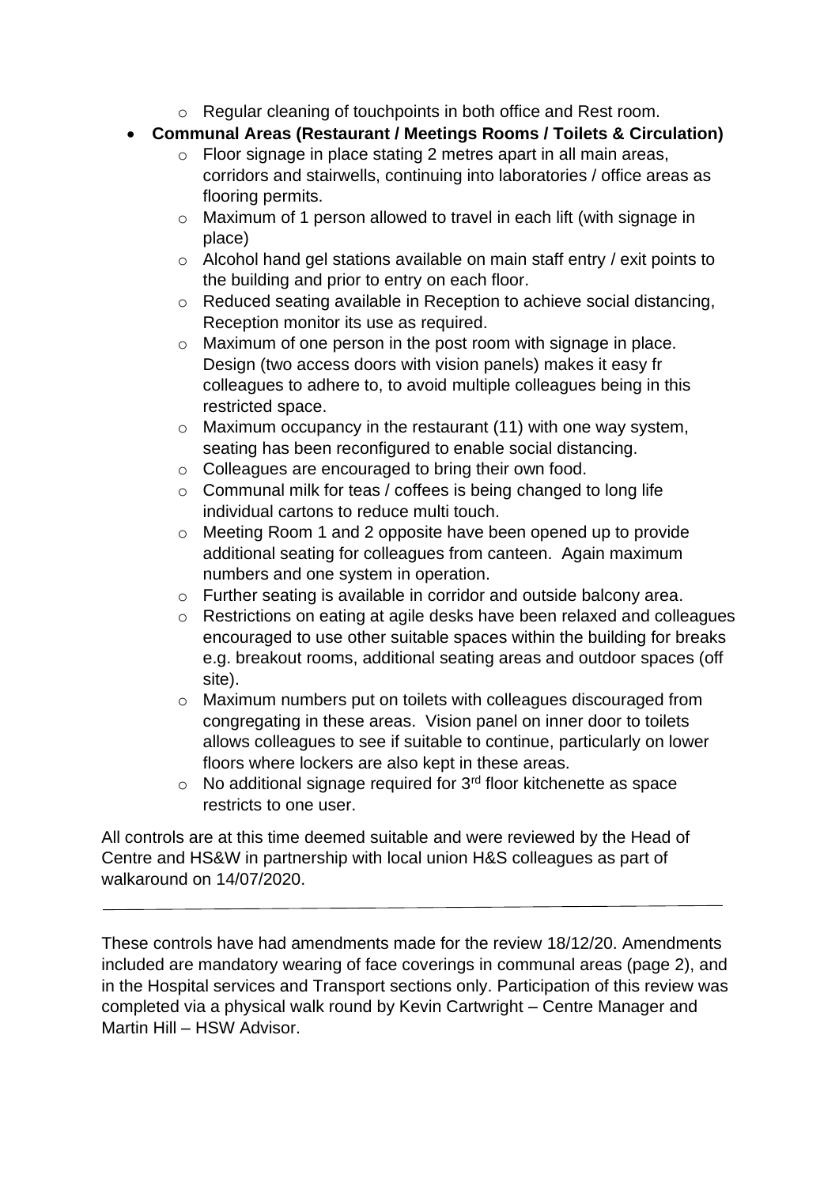- Regular cleaning of touchpoints in both office and Rest room.
- **Communal Areas (Restaurant / Meetings Rooms / Toilets & Circulation)**
  - Floor signage in place stating 2 metres apart in all main areas, corridors and stairwells, continuing into laboratories / office areas as flooring permits.
  - Maximum of 1 person allowed to travel in each lift (with signage in place)
  - Alcohol hand gel stations available on main staff entry / exit points to the building and prior to entry on each floor.
  - Reduced seating available in Reception to achieve social distancing, Reception monitor its use as required.
  - Maximum of one person in the post room with signage in place. Design (two access doors with vision panels) makes it easy fr colleagues to adhere to, to avoid multiple colleagues being in this restricted space.
  - Maximum occupancy in the restaurant (11) with one way system, seating has been reconfigured to enable social distancing.
  - Colleagues are encouraged to bring their own food.
  - Communal milk for teas / coffees is being changed to long life individual cartons to reduce multi touch.
  - Meeting Room 1 and 2 opposite have been opened up to provide additional seating for colleagues from canteen. Again maximum numbers and one system in operation.
  - Further seating is available in corridor and outside balcony area.
  - Restrictions on eating at agile desks have been relaxed and colleagues encouraged to use other suitable spaces within the building for breaks e.g. breakout rooms, additional seating areas and outdoor spaces (off site).
  - Maximum numbers put on toilets with colleagues discouraged from congregating in these areas. Vision panel on inner door to toilets allows colleagues to see if suitable to continue, particularly on lower floors where lockers are also kept in these areas.
  - No additional signage required for 3rd floor kitchenette as space restricts to one user.

All controls are at this time deemed suitable and were reviewed by the Head of Centre and HS&W in partnership with local union H&S colleagues as part of walkaround on 14/07/2020.

---

These controls have had amendments made for the review 18/12/20. Amendments included are mandatory wearing of face coverings in communal areas (page 2), and in the Hospital services and Transport sections only. Participation of this review was completed via a physical walk round by Kevin Cartwright – Centre Manager and Martin Hill – HSW Advisor.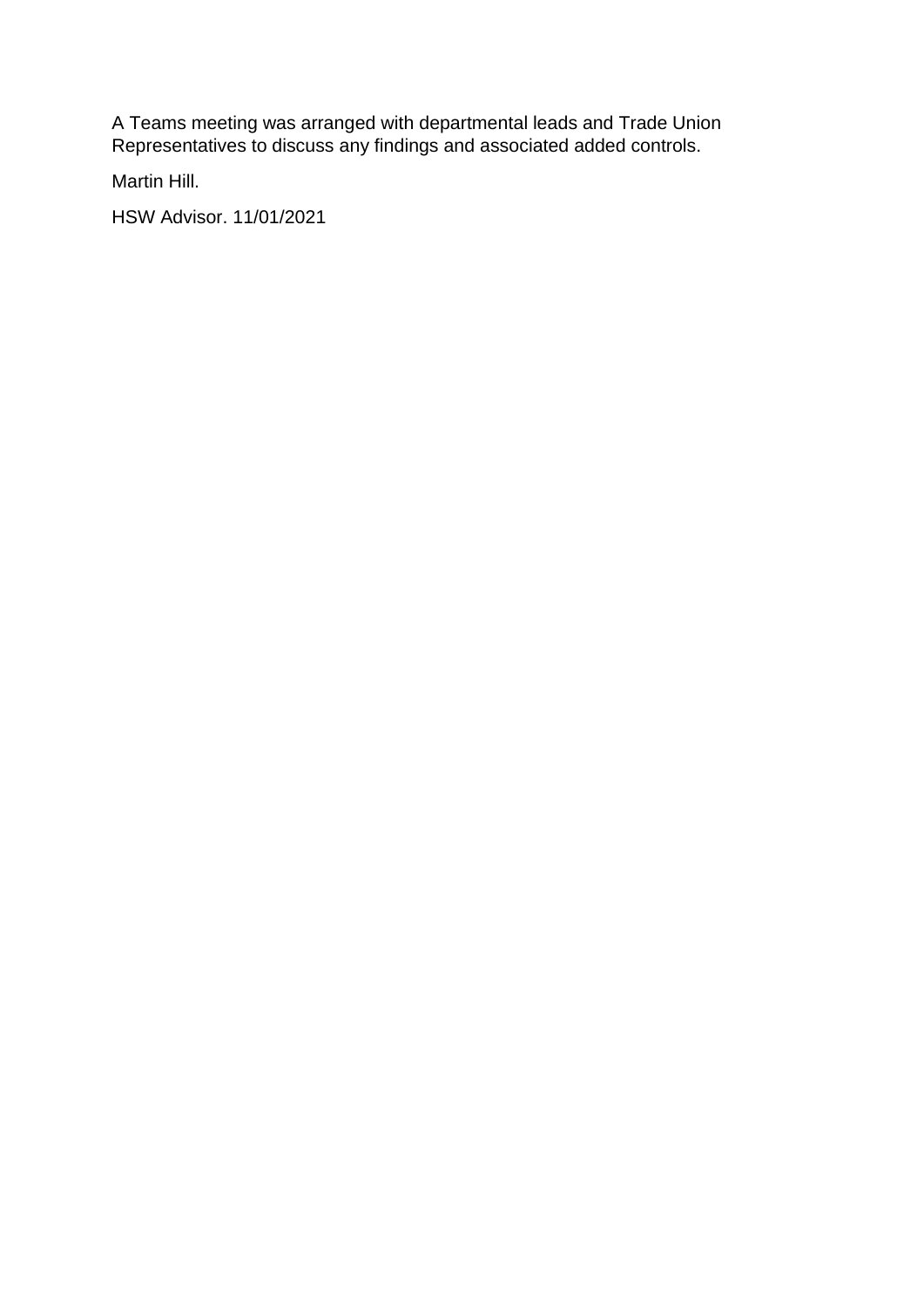A Teams meeting was arranged with departmental leads and Trade Union Representatives to discuss any findings and associated added controls.

Martin Hill.

HSW Advisor. 11/01/2021